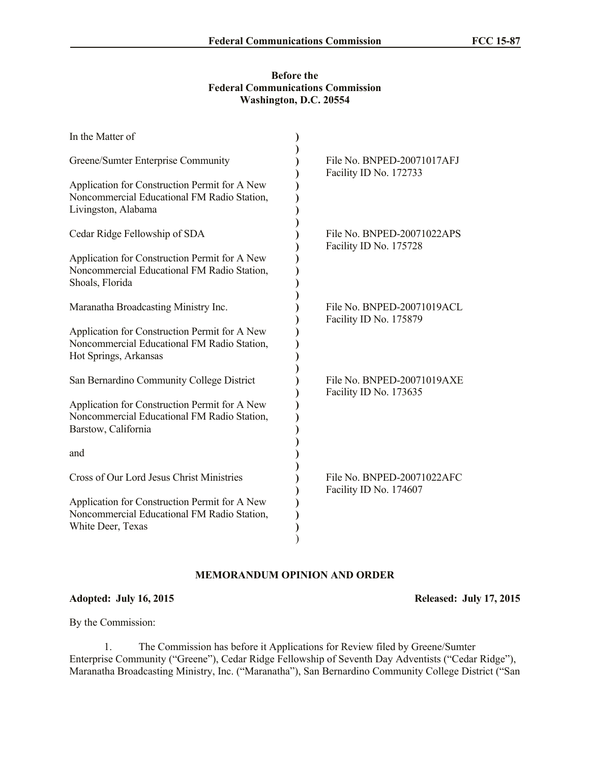**Before the**
**Federal Communications Commission**
**Washington, D.C. 20554**

| In the Matter of | | |
|---|---|---|
| Greene/Sumter Enterprise Community | ) | File No. BNPED-20071017AFJ<br>Facility ID No. 172733 |
| Application for Construction Permit for A New Noncommercial Educational FM Radio Station, Livingston, Alabama | ) | |
| Cedar Ridge Fellowship of SDA | ) | File No. BNPED-20071022APS<br>Facility ID No. 175728 |
| Application for Construction Permit for A New Noncommercial Educational FM Radio Station, Shoals, Florida | ) | |
| Maranatha Broadcasting Ministry Inc. | ) | File No. BNPED-20071019ACL<br>Facility ID No. 175879 |
| Application for Construction Permit for A New Noncommercial Educational FM Radio Station, Hot Springs, Arkansas | ) | |
| San Bernardino Community College District | ) | File No. BNPED-20071019AXE<br>Facility ID No. 173635 |
| Application for Construction Permit for A New Noncommercial Educational FM Radio Station, Barstow, California | ) | |
| and | ) | |
| Cross of Our Lord Jesus Christ Ministries | ) | File No. BNPED-20071022AFC<br>Facility ID No. 174607 |
| Application for Construction Permit for A New Noncommercial Educational FM Radio Station, White Deer, Texas | ) | |

**MEMORANDUM OPINION AND ORDER**

**Adopted: July 16, 2015** **Released: July 17, 2015**

By the Commission:

1. The Commission has before it Applications for Review filed by Greene/Sumter Enterprise Community ("Greene"), Cedar Ridge Fellowship of Seventh Day Adventists ("Cedar Ridge"), Maranatha Broadcasting Ministry, Inc. ("Maranatha"), San Bernardino Community College District ("San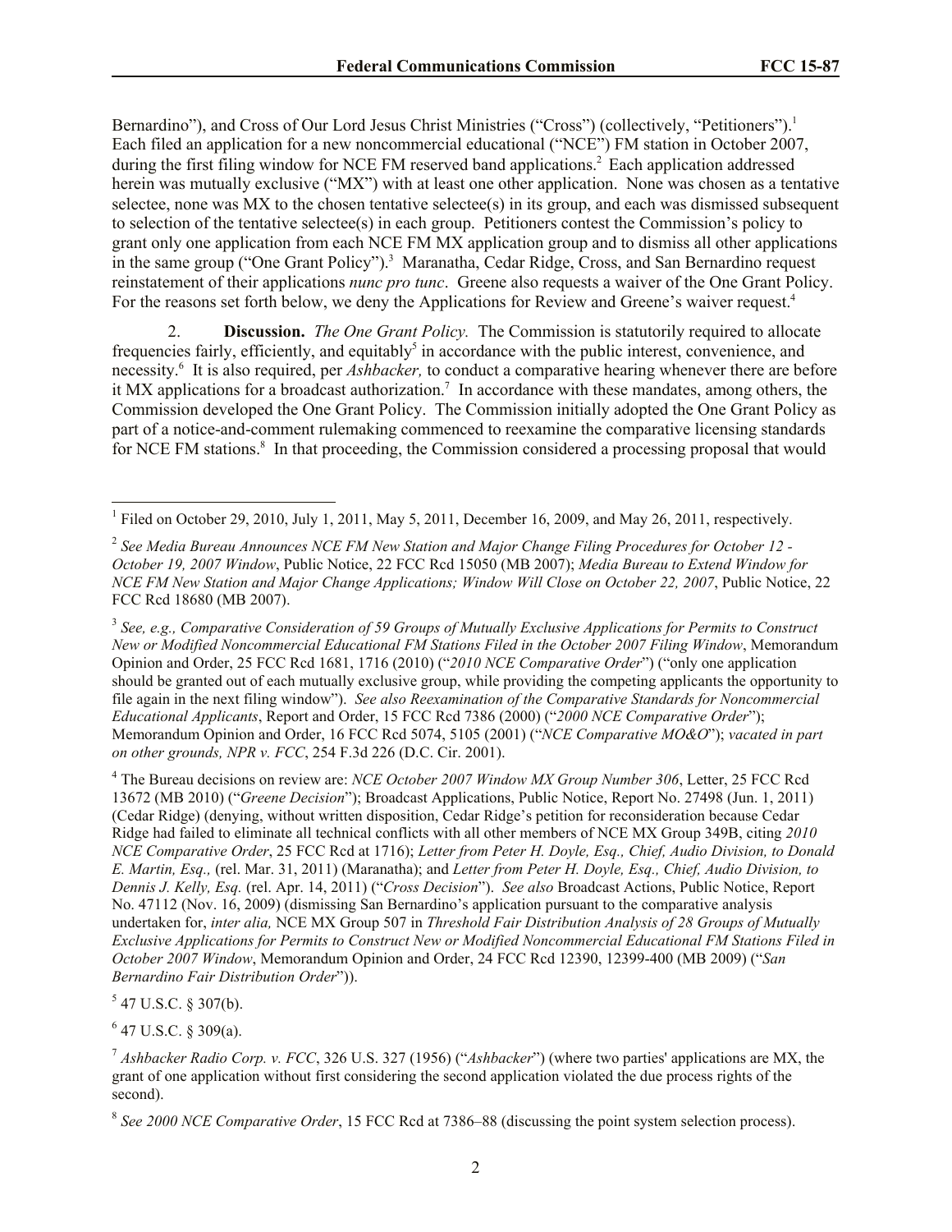Bernardino"), and Cross of Our Lord Jesus Christ Ministries ("Cross") (collectively, "Petitioners").[1] Each filed an application for a new noncommercial educational ("NCE") FM station in October 2007, during the first filing window for NCE FM reserved band applications.[2] Each application addressed herein was mutually exclusive ("MX") with at least one other application. None was chosen as a tentative selectee, none was MX to the chosen tentative selectee(s) in its group, and each was dismissed subsequent to selection of the tentative selectee(s) in each group. Petitioners contest the Commission's policy to grant only one application from each NCE FM MX application group and to dismiss all other applications in the same group ("One Grant Policy").[3] Maranatha, Cedar Ridge, Cross, and San Bernardino request reinstatement of their applications *nunc pro tunc*. Greene also requests a waiver of the One Grant Policy. For the reasons set forth below, we deny the Applications for Review and Greene's waiver request.[4]

2. **Discussion.** *The One Grant Policy.* The Commission is statutorily required to allocate frequencies fairly, efficiently, and equitably[5] in accordance with the public interest, convenience, and necessity.[6] It is also required, per *Ashbacker,* to conduct a comparative hearing whenever there are before it MX applications for a broadcast authorization.[7] In accordance with these mandates, among others, the Commission developed the One Grant Policy. The Commission initially adopted the One Grant Policy as part of a notice-and-comment rulemaking commenced to reexamine the comparative licensing standards for NCE FM stations.[8] In that proceeding, the Commission considered a processing proposal that would

---

[1] Filed on October 29, 2010, July 1, 2011, May 5, 2011, December 16, 2009, and May 26, 2011, respectively.

[2] *See Media Bureau Announces NCE FM New Station and Major Change Filing Procedures for October 12 - October 19, 2007 Window*, Public Notice, 22 FCC Rcd 15050 (MB 2007); *Media Bureau to Extend Window for NCE FM New Station and Major Change Applications; Window Will Close on October 22, 2007*, Public Notice, 22 FCC Rcd 18680 (MB 2007).

[3] *See, e.g., Comparative Consideration of 59 Groups of Mutually Exclusive Applications for Permits to Construct New or Modified Noncommercial Educational FM Stations Filed in the October 2007 Filing Window*, Memorandum Opinion and Order, 25 FCC Rcd 1681, 1716 (2010) ("*2010 NCE Comparative Order*") ("only one application should be granted out of each mutually exclusive group, while providing the competing applicants the opportunity to file again in the next filing window"). *See also Reexamination of the Comparative Standards for Noncommercial Educational Applicants*, Report and Order, 15 FCC Rcd 7386 (2000) ("*2000 NCE Comparative Order*"); Memorandum Opinion and Order, 16 FCC Rcd 5074, 5105 (2001) ("*NCE Comparative MO&O*"); *vacated in part on other grounds, NPR v. FCC*, 254 F.3d 226 (D.C. Cir. 2001).

[4] The Bureau decisions on review are: *NCE October 2007 Window MX Group Number 306*, Letter, 25 FCC Rcd 13672 (MB 2010) ("*Greene Decision*"); Broadcast Applications, Public Notice, Report No. 27498 (Jun. 1, 2011) (Cedar Ridge) (denying, without written disposition, Cedar Ridge's petition for reconsideration because Cedar Ridge had failed to eliminate all technical conflicts with all other members of NCE MX Group 349B, citing *2010 NCE Comparative Order*, 25 FCC Rcd at 1716); *Letter from Peter H. Doyle, Esq., Chief, Audio Division, to Donald E. Martin, Esq.,* (rel. Mar. 31, 2011) (Maranatha); and *Letter from Peter H. Doyle, Esq., Chief, Audio Division, to Dennis J. Kelly, Esq.* (rel. Apr. 14, 2011) ("*Cross Decision*"). *See also* Broadcast Actions, Public Notice, Report No. 47112 (Nov. 16, 2009) (dismissing San Bernardino's application pursuant to the comparative analysis undertaken for, *inter alia,* NCE MX Group 507 in *Threshold Fair Distribution Analysis of 28 Groups of Mutually Exclusive Applications for Permits to Construct New or Modified Noncommercial Educational FM Stations Filed in October 2007 Window*, Memorandum Opinion and Order, 24 FCC Rcd 12390, 12399-400 (MB 2009) ("*San Bernardino Fair Distribution Order*")).

[5] 47 U.S.C. § 307(b).

[6] 47 U.S.C. § 309(a).

[7] *Ashbacker Radio Corp. v. FCC*, 326 U.S. 327 (1956) ("*Ashbacker*") (where two parties' applications are MX, the grant of one application without first considering the second application violated the due process rights of the second).

[8] *See 2000 NCE Comparative Order*, 15 FCC Rcd at 7386–88 (discussing the point system selection process).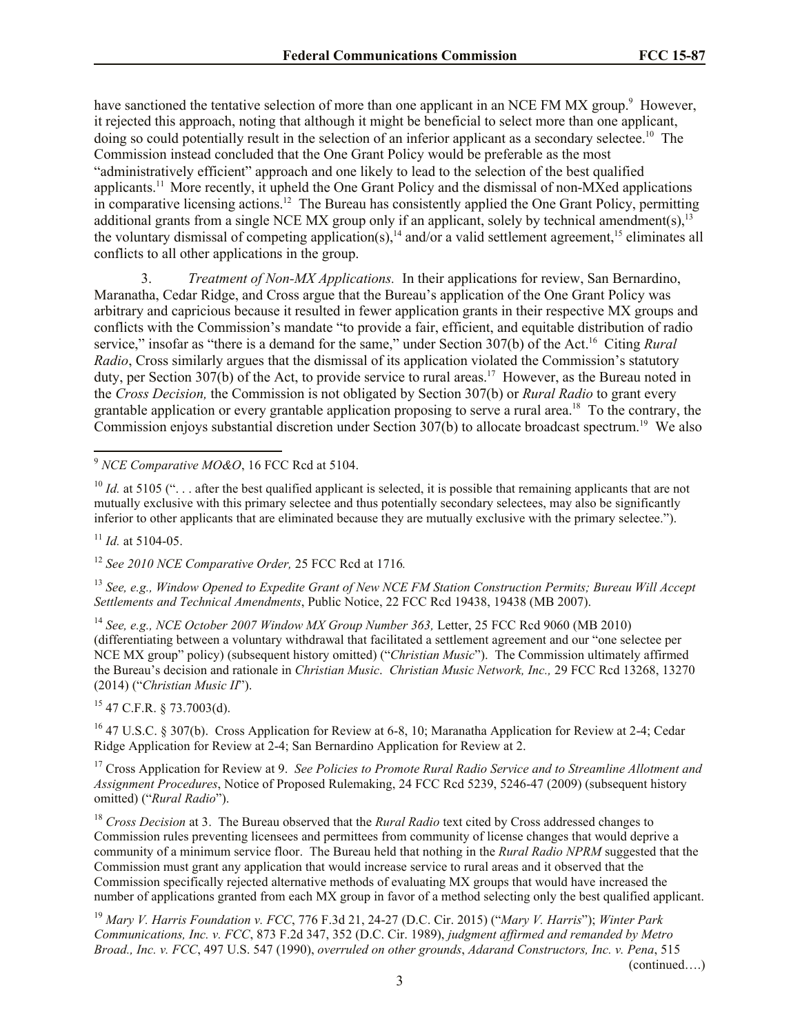have sanctioned the tentative selection of more than one applicant in an NCE FM MX group.[9] However, it rejected this approach, noting that although it might be beneficial to select more than one applicant, doing so could potentially result in the selection of an inferior applicant as a secondary selectee.[10] The Commission instead concluded that the One Grant Policy would be preferable as the most "administratively efficient" approach and one likely to lead to the selection of the best qualified applicants.[11] More recently, it upheld the One Grant Policy and the dismissal of non-MXed applications in comparative licensing actions.[12] The Bureau has consistently applied the One Grant Policy, permitting additional grants from a single NCE MX group only if an applicant, solely by technical amendment(s),[13] the voluntary dismissal of competing application(s),[14] and/or a valid settlement agreement,[15] eliminates all conflicts to all other applications in the group.

3. *Treatment of Non-MX Applications.* In their applications for review, San Bernardino, Maranatha, Cedar Ridge, and Cross argue that the Bureau's application of the One Grant Policy was arbitrary and capricious because it resulted in fewer application grants in their respective MX groups and conflicts with the Commission's mandate "to provide a fair, efficient, and equitable distribution of radio service," insofar as "there is a demand for the same," under Section 307(b) of the Act.[16] Citing *Rural Radio*, Cross similarly argues that the dismissal of its application violated the Commission's statutory duty, per Section 307(b) of the Act, to provide service to rural areas.[17] However, as the Bureau noted in the *Cross Decision,* the Commission is not obligated by Section 307(b) or *Rural Radio* to grant every grantable application or every grantable application proposing to serve a rural area.[18] To the contrary, the Commission enjoys substantial discretion under Section 307(b) to allocate broadcast spectrum.[19] We also

---

[9] *NCE Comparative MO&O*, 16 FCC Rcd at 5104.

[10] *Id.* at 5105 (". . . after the best qualified applicant is selected, it is possible that remaining applicants that are not mutually exclusive with this primary selectee and thus potentially secondary selectees, may also be significantly inferior to other applicants that are eliminated because they are mutually exclusive with the primary selectee.").

[11] *Id.* at 5104-05.

[12] *See 2010 NCE Comparative Order,* 25 FCC Rcd at 1716*.*

[13] *See, e.g., Window Opened to Expedite Grant of New NCE FM Station Construction Permits; Bureau Will Accept Settlements and Technical Amendments*, Public Notice, 22 FCC Rcd 19438, 19438 (MB 2007).

[14] *See, e.g., NCE October 2007 Window MX Group Number 363,* Letter, 25 FCC Rcd 9060 (MB 2010) (differentiating between a voluntary withdrawal that facilitated a settlement agreement and our "one selectee per NCE MX group" policy) (subsequent history omitted) ("*Christian Music*"). The Commission ultimately affirmed the Bureau's decision and rationale in *Christian Music*. *Christian Music Network, Inc.,* 29 FCC Rcd 13268, 13270 (2014) ("*Christian Music II*").

[15] 47 C.F.R. § 73.7003(d).

[16] 47 U.S.C. § 307(b). Cross Application for Review at 6-8, 10; Maranatha Application for Review at 2-4; Cedar Ridge Application for Review at 2-4; San Bernardino Application for Review at 2.

[17] Cross Application for Review at 9. *See Policies to Promote Rural Radio Service and to Streamline Allotment and Assignment Procedures*, Notice of Proposed Rulemaking, 24 FCC Rcd 5239, 5246-47 (2009) (subsequent history omitted) ("*Rural Radio*").

[18] *Cross Decision* at 3. The Bureau observed that the *Rural Radio* text cited by Cross addressed changes to Commission rules preventing licensees and permittees from community of license changes that would deprive a community of a minimum service floor. The Bureau held that nothing in the *Rural Radio NPRM* suggested that the Commission must grant any application that would increase service to rural areas and it observed that the Commission specifically rejected alternative methods of evaluating MX groups that would have increased the number of applications granted from each MX group in favor of a method selecting only the best qualified applicant.

[19] *Mary V. Harris Foundation v. FCC*, 776 F.3d 21, 24-27 (D.C. Cir. 2015) ("*Mary V. Harris*"); *Winter Park Communications, Inc. v. FCC*, 873 F.2d 347, 352 (D.C. Cir. 1989), *judgment affirmed and remanded by Metro Broad., Inc. v. FCC*, 497 U.S. 547 (1990), *overruled on other grounds*, *Adarand Constructors, Inc. v. Pena*, 515 (continued….)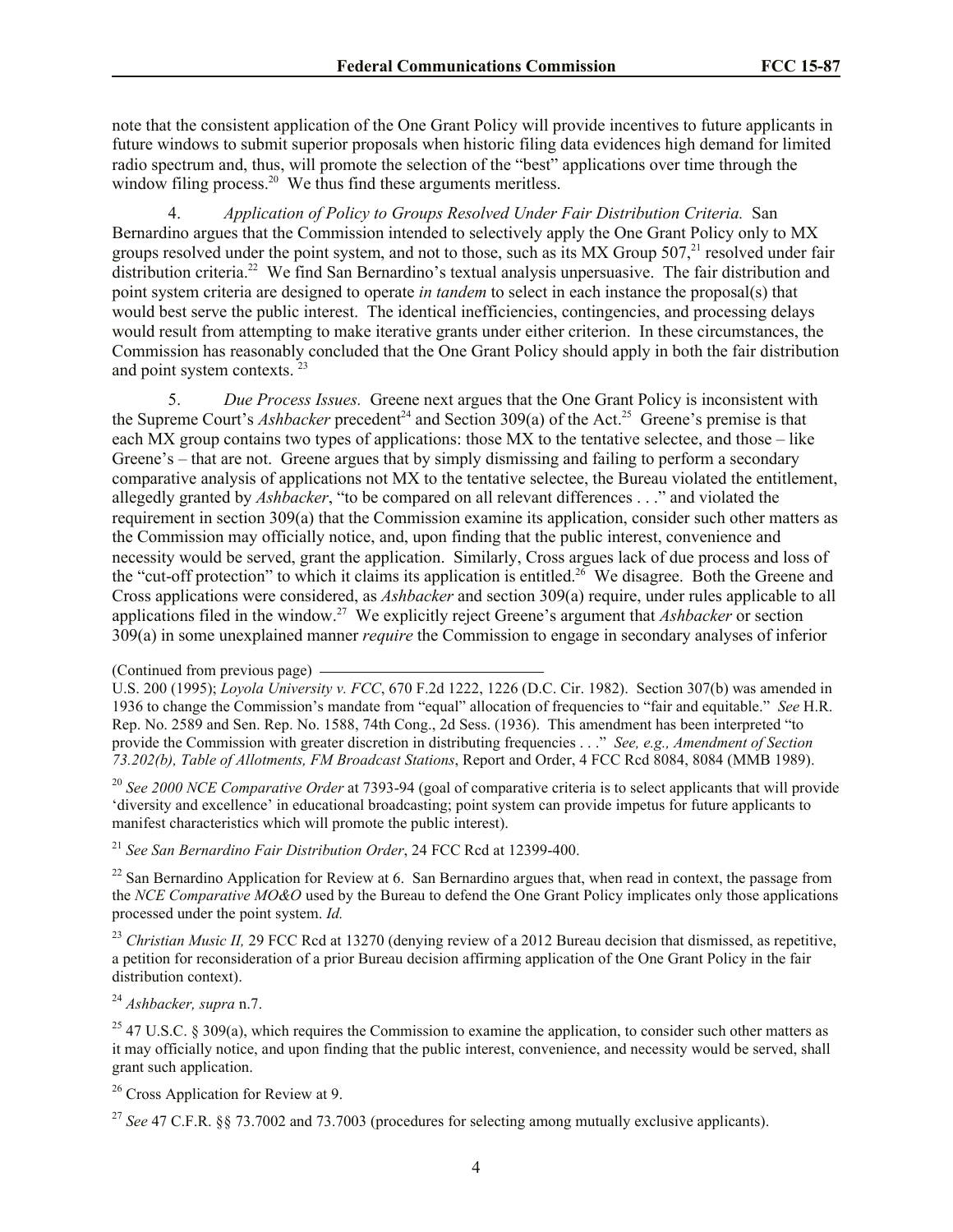note that the consistent application of the One Grant Policy will provide incentives to future applicants in future windows to submit superior proposals when historic filing data evidences high demand for limited radio spectrum and, thus, will promote the selection of the "best" applications over time through the window filing process.[20] We thus find these arguments meritless.

4. *Application of Policy to Groups Resolved Under Fair Distribution Criteria.* San Bernardino argues that the Commission intended to selectively apply the One Grant Policy only to MX groups resolved under the point system, and not to those, such as its MX Group 507,[21] resolved under fair distribution criteria.[22] We find San Bernardino's textual analysis unpersuasive. The fair distribution and point system criteria are designed to operate *in tandem* to select in each instance the proposal(s) that would best serve the public interest. The identical inefficiencies, contingencies, and processing delays would result from attempting to make iterative grants under either criterion. In these circumstances, the Commission has reasonably concluded that the One Grant Policy should apply in both the fair distribution and point system contexts.[23]

5. *Due Process Issues.* Greene next argues that the One Grant Policy is inconsistent with the Supreme Court's *Ashbacker* precedent[24] and Section 309(a) of the Act.[25] Greene's premise is that each MX group contains two types of applications: those MX to the tentative selectee, and those – like Greene's – that are not. Greene argues that by simply dismissing and failing to perform a secondary comparative analysis of applications not MX to the tentative selectee, the Bureau violated the entitlement, allegedly granted by *Ashbacker*, "to be compared on all relevant differences . . ." and violated the requirement in section 309(a) that the Commission examine its application, consider such other matters as the Commission may officially notice, and, upon finding that the public interest, convenience and necessity would be served, grant the application. Similarly, Cross argues lack of due process and loss of the "cut-off protection" to which it claims its application is entitled.[26] We disagree. Both the Greene and Cross applications were considered, as *Ashbacker* and section 309(a) require, under rules applicable to all applications filed in the window.[27] We explicitly reject Greene's argument that *Ashbacker* or section 309(a) in some unexplained manner *require* the Commission to engage in secondary analyses of inferior

(Continued from previous page)
U.S. 200 (1995); *Loyola University v. FCC*, 670 F.2d 1222, 1226 (D.C. Cir. 1982). Section 307(b) was amended in 1936 to change the Commission's mandate from "equal" allocation of frequencies to "fair and equitable." *See* H.R. Rep. No. 2589 and Sen. Rep. No. 1588, 74th Cong., 2d Sess. (1936). This amendment has been interpreted "to provide the Commission with greater discretion in distributing frequencies . . ." *See, e.g., Amendment of Section 73.202(b), Table of Allotments, FM Broadcast Stations*, Report and Order, 4 FCC Rcd 8084, 8084 (MMB 1989).

[20] *See 2000 NCE Comparative Order* at 7393-94 (goal of comparative criteria is to select applicants that will provide 'diversity and excellence' in educational broadcasting; point system can provide impetus for future applicants to manifest characteristics which will promote the public interest).

[21] *See San Bernardino Fair Distribution Order*, 24 FCC Rcd at 12399-400.

[22] San Bernardino Application for Review at 6. San Bernardino argues that, when read in context, the passage from the *NCE Comparative MO&O* used by the Bureau to defend the One Grant Policy implicates only those applications processed under the point system. *Id.*

[23] *Christian Music II,* 29 FCC Rcd at 13270 (denying review of a 2012 Bureau decision that dismissed, as repetitive, a petition for reconsideration of a prior Bureau decision affirming application of the One Grant Policy in the fair distribution context).

[24] *Ashbacker, supra* n.7.

[25] 47 U.S.C. § 309(a), which requires the Commission to examine the application, to consider such other matters as it may officially notice, and upon finding that the public interest, convenience, and necessity would be served, shall grant such application.

[26] Cross Application for Review at 9.

[27] *See* 47 C.F.R. §§ 73.7002 and 73.7003 (procedures for selecting among mutually exclusive applicants).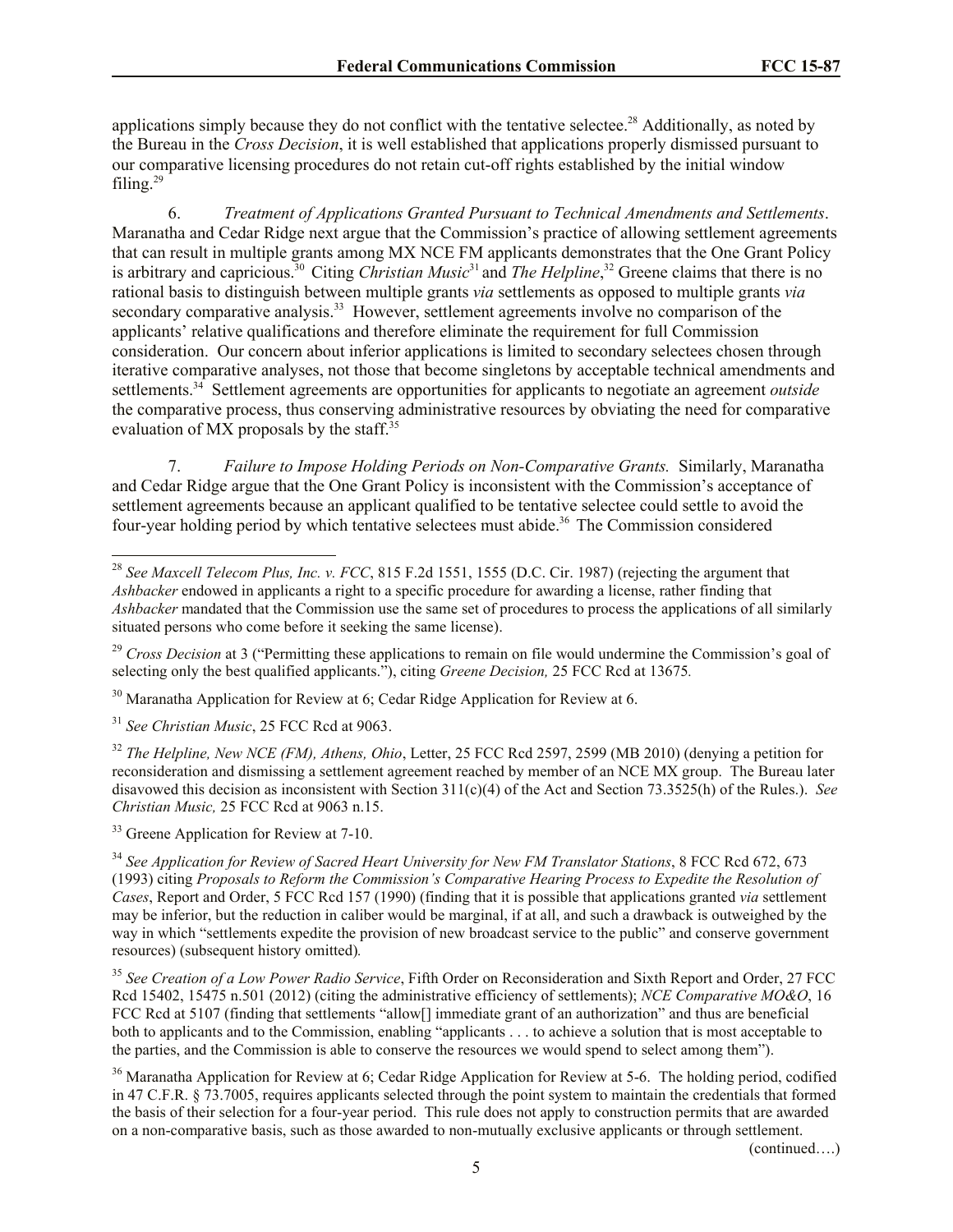applications simply because they do not conflict with the tentative selectee.[28] Additionally, as noted by the Bureau in the *Cross Decision*, it is well established that applications properly dismissed pursuant to our comparative licensing procedures do not retain cut-off rights established by the initial window filing.[29]

6. *Treatment of Applications Granted Pursuant to Technical Amendments and Settlements*. Maranatha and Cedar Ridge next argue that the Commission's practice of allowing settlement agreements that can result in multiple grants among MX NCE FM applicants demonstrates that the One Grant Policy is arbitrary and capricious.[30] Citing *Christian Music*[31] and *The Helpline*,[32] Greene claims that there is no rational basis to distinguish between multiple grants *via* settlements as opposed to multiple grants *via* secondary comparative analysis.[33] However, settlement agreements involve no comparison of the applicants' relative qualifications and therefore eliminate the requirement for full Commission consideration. Our concern about inferior applications is limited to secondary selectees chosen through iterative comparative analyses, not those that become singletons by acceptable technical amendments and settlements.[34] Settlement agreements are opportunities for applicants to negotiate an agreement *outside* the comparative process, thus conserving administrative resources by obviating the need for comparative evaluation of MX proposals by the staff.[35]

7. *Failure to Impose Holding Periods on Non-Comparative Grants.* Similarly, Maranatha and Cedar Ridge argue that the One Grant Policy is inconsistent with the Commission's acceptance of settlement agreements because an applicant qualified to be tentative selectee could settle to avoid the four-year holding period by which tentative selectees must abide.[36] The Commission considered

---

[28] *See Maxcell Telecom Plus, Inc. v. FCC*, 815 F.2d 1551, 1555 (D.C. Cir. 1987) (rejecting the argument that *Ashbacker* endowed in applicants a right to a specific procedure for awarding a license, rather finding that *Ashbacker* mandated that the Commission use the same set of procedures to process the applications of all similarly situated persons who come before it seeking the same license).

[29] *Cross Decision* at 3 ("Permitting these applications to remain on file would undermine the Commission's goal of selecting only the best qualified applicants."), citing *Greene Decision,* 25 FCC Rcd at 13675*.*

[30] Maranatha Application for Review at 6; Cedar Ridge Application for Review at 6.

[31] *See Christian Music*, 25 FCC Rcd at 9063.

[32] *The Helpline, New NCE (FM), Athens, Ohio*, Letter, 25 FCC Rcd 2597, 2599 (MB 2010) (denying a petition for reconsideration and dismissing a settlement agreement reached by member of an NCE MX group. The Bureau later disavowed this decision as inconsistent with Section 311(c)(4) of the Act and Section 73.3525(h) of the Rules.). *See Christian Music,* 25 FCC Rcd at 9063 n.15.

[33] Greene Application for Review at 7-10.

[34] *See Application for Review of Sacred Heart University for New FM Translator Stations*, 8 FCC Rcd 672, 673 (1993) citing *Proposals to Reform the Commission's Comparative Hearing Process to Expedite the Resolution of Cases*, Report and Order, 5 FCC Rcd 157 (1990) (finding that it is possible that applications granted *via* settlement may be inferior, but the reduction in caliber would be marginal, if at all, and such a drawback is outweighed by the way in which "settlements expedite the provision of new broadcast service to the public" and conserve government resources) (subsequent history omitted)*.*

[35] *See Creation of a Low Power Radio Service*, Fifth Order on Reconsideration and Sixth Report and Order, 27 FCC Rcd 15402, 15475 n.501 (2012) (citing the administrative efficiency of settlements); *NCE Comparative MO&O*, 16 FCC Rcd at 5107 (finding that settlements "allow[] immediate grant of an authorization" and thus are beneficial both to applicants and to the Commission, enabling "applicants . . . to achieve a solution that is most acceptable to the parties, and the Commission is able to conserve the resources we would spend to select among them").

[36] Maranatha Application for Review at 6; Cedar Ridge Application for Review at 5-6. The holding period, codified in 47 C.F.R. § 73.7005, requires applicants selected through the point system to maintain the credentials that formed the basis of their selection for a four-year period. This rule does not apply to construction permits that are awarded on a non-comparative basis, such as those awarded to non-mutually exclusive applicants or through settlement.

(continued….)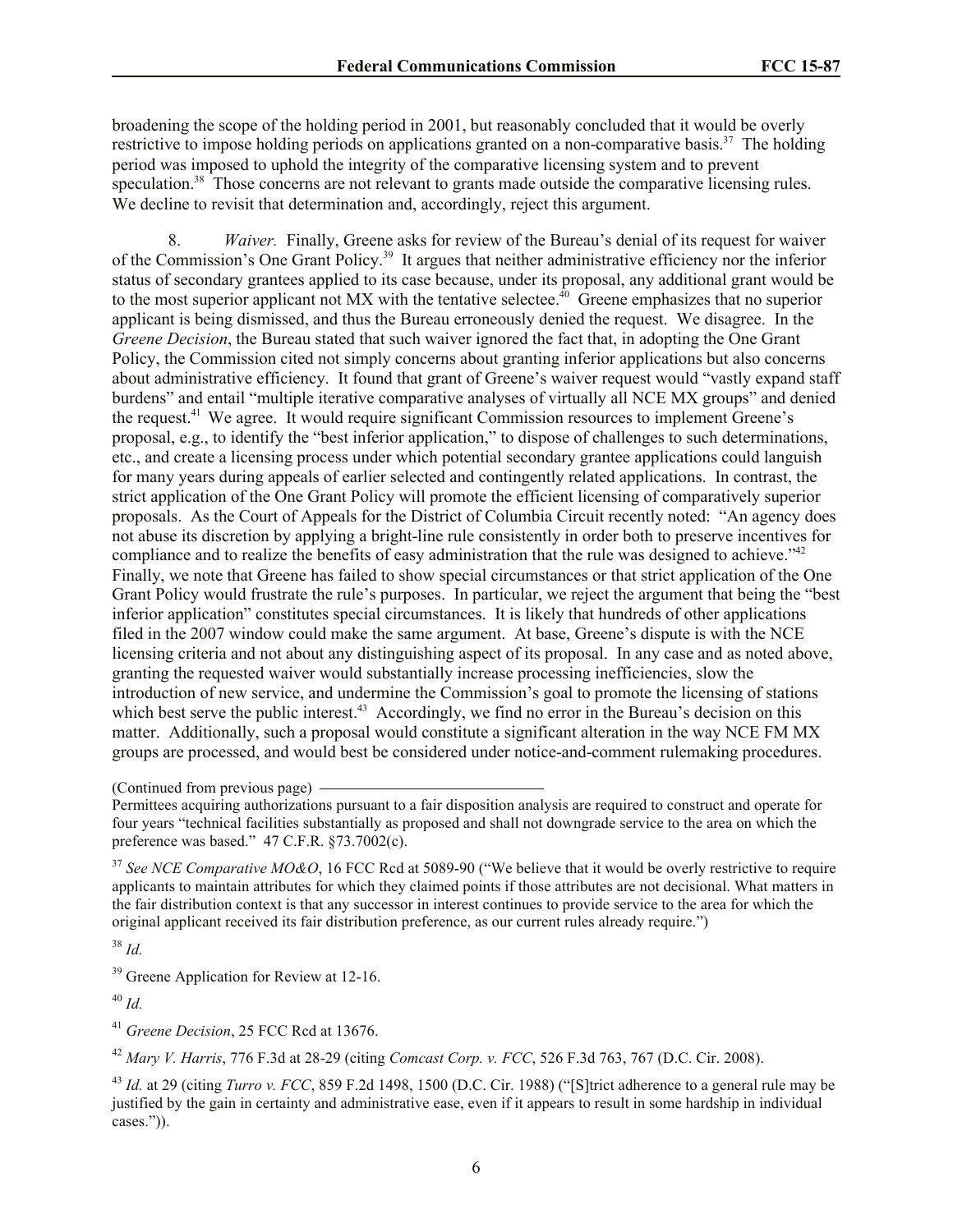broadening the scope of the holding period in 2001, but reasonably concluded that it would be overly restrictive to impose holding periods on applications granted on a non-comparative basis.[37] The holding period was imposed to uphold the integrity of the comparative licensing system and to prevent speculation.[38] Those concerns are not relevant to grants made outside the comparative licensing rules. We decline to revisit that determination and, accordingly, reject this argument.

8. *Waiver.* Finally, Greene asks for review of the Bureau's denial of its request for waiver of the Commission's One Grant Policy.[39] It argues that neither administrative efficiency nor the inferior status of secondary grantees applied to its case because, under its proposal, any additional grant would be to the most superior applicant not MX with the tentative selectee.[40] Greene emphasizes that no superior applicant is being dismissed, and thus the Bureau erroneously denied the request. We disagree. In the *Greene Decision*, the Bureau stated that such waiver ignored the fact that, in adopting the One Grant Policy, the Commission cited not simply concerns about granting inferior applications but also concerns about administrative efficiency. It found that grant of Greene's waiver request would "vastly expand staff burdens" and entail "multiple iterative comparative analyses of virtually all NCE MX groups" and denied the request.[41] We agree. It would require significant Commission resources to implement Greene's proposal, e.g., to identify the "best inferior application," to dispose of challenges to such determinations, etc., and create a licensing process under which potential secondary grantee applications could languish for many years during appeals of earlier selected and contingently related applications. In contrast, the strict application of the One Grant Policy will promote the efficient licensing of comparatively superior proposals. As the Court of Appeals for the District of Columbia Circuit recently noted: "An agency does not abuse its discretion by applying a bright-line rule consistently in order both to preserve incentives for compliance and to realize the benefits of easy administration that the rule was designed to achieve."[42] Finally, we note that Greene has failed to show special circumstances or that strict application of the One Grant Policy would frustrate the rule's purposes. In particular, we reject the argument that being the "best inferior application" constitutes special circumstances. It is likely that hundreds of other applications filed in the 2007 window could make the same argument. At base, Greene's dispute is with the NCE licensing criteria and not about any distinguishing aspect of its proposal. In any case and as noted above, granting the requested waiver would substantially increase processing inefficiencies, slow the introduction of new service, and undermine the Commission's goal to promote the licensing of stations which best serve the public interest.[43] Accordingly, we find no error in the Bureau's decision on this matter. Additionally, such a proposal would constitute a significant alteration in the way NCE FM MX groups are processed, and would best be considered under notice-and-comment rulemaking procedures.

---

(Continued from previous page)

Permittees acquiring authorizations pursuant to a fair disposition analysis are required to construct and operate for four years "technical facilities substantially as proposed and shall not downgrade service to the area on which the preference was based." 47 C.F.R. §73.7002(c).

[37] *See NCE Comparative MO&O*, 16 FCC Rcd at 5089-90 ("We believe that it would be overly restrictive to require applicants to maintain attributes for which they claimed points if those attributes are not decisional. What matters in the fair distribution context is that any successor in interest continues to provide service to the area for which the original applicant received its fair distribution preference, as our current rules already require.")

[38] *Id.*

[39] Greene Application for Review at 12-16.

[40] *Id.*

[41] *Greene Decision*, 25 FCC Rcd at 13676.

[42] *Mary V. Harris*, 776 F.3d at 28-29 (citing *Comcast Corp. v. FCC*, 526 F.3d 763, 767 (D.C. Cir. 2008).

[43] *Id.* at 29 (citing *Turro v. FCC*, 859 F.2d 1498, 1500 (D.C. Cir. 1988) ("[S]trict adherence to a general rule may be justified by the gain in certainty and administrative ease, even if it appears to result in some hardship in individual cases.")).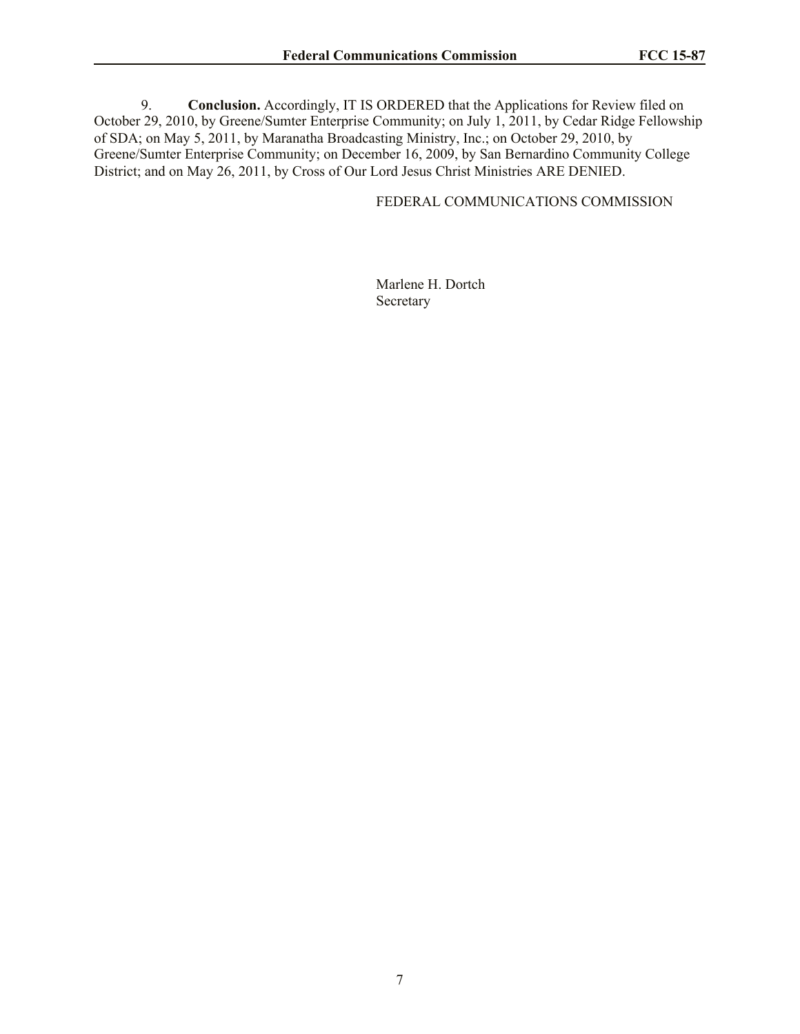9. **Conclusion.** Accordingly, IT IS ORDERED that the Applications for Review filed on October 29, 2010, by Greene/Sumter Enterprise Community; on July 1, 2011, by Cedar Ridge Fellowship of SDA; on May 5, 2011, by Maranatha Broadcasting Ministry, Inc.; on October 29, 2010, by Greene/Sumter Enterprise Community; on December 16, 2009, by San Bernardino Community College District; and on May 26, 2011, by Cross of Our Lord Jesus Christ Ministries ARE DENIED.

FEDERAL COMMUNICATIONS COMMISSION

Marlene H. Dortch
Secretary